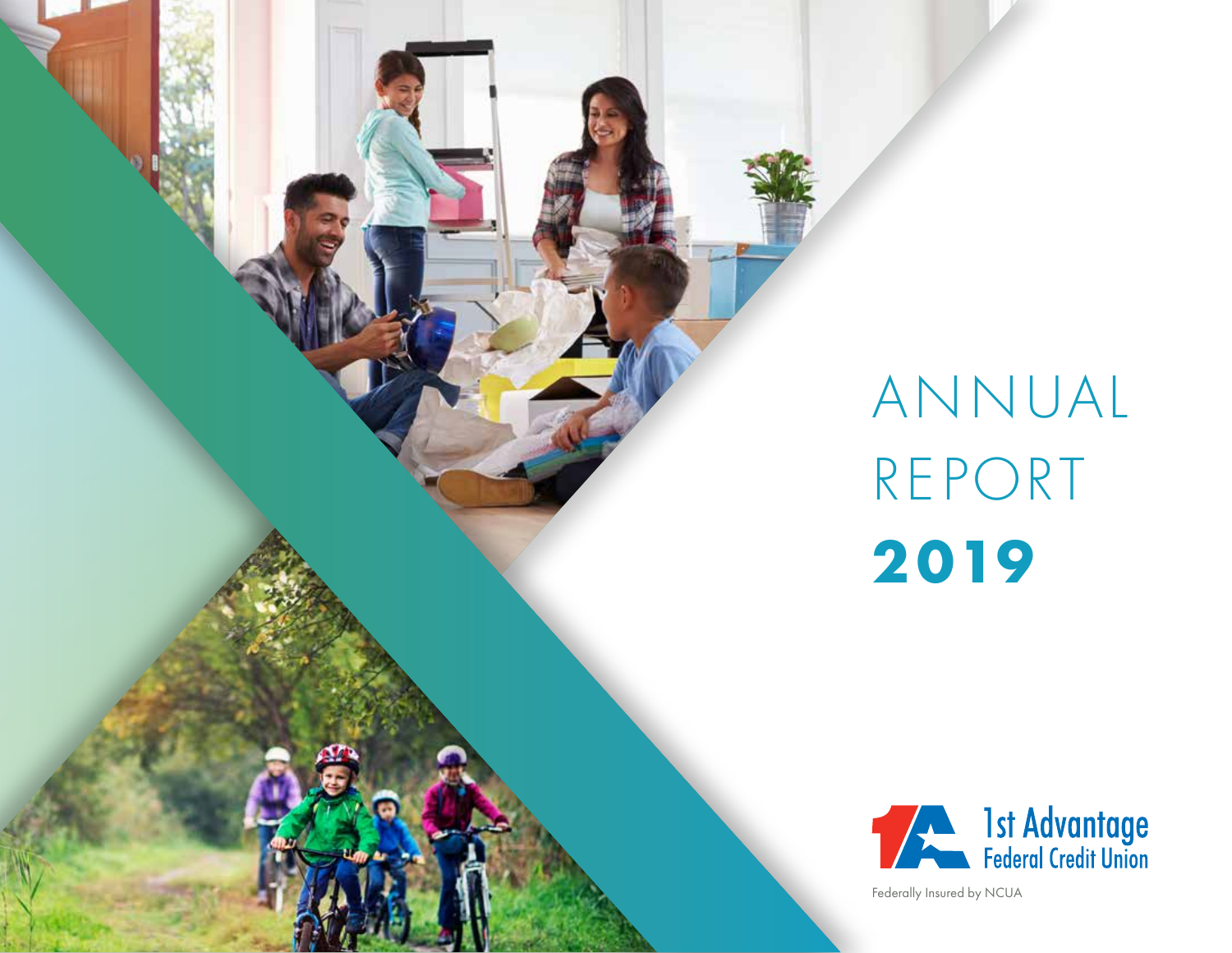# ANNUAL REPORT **2019**

1st Advantage Federal Credit Union

Federally Insured by NCUA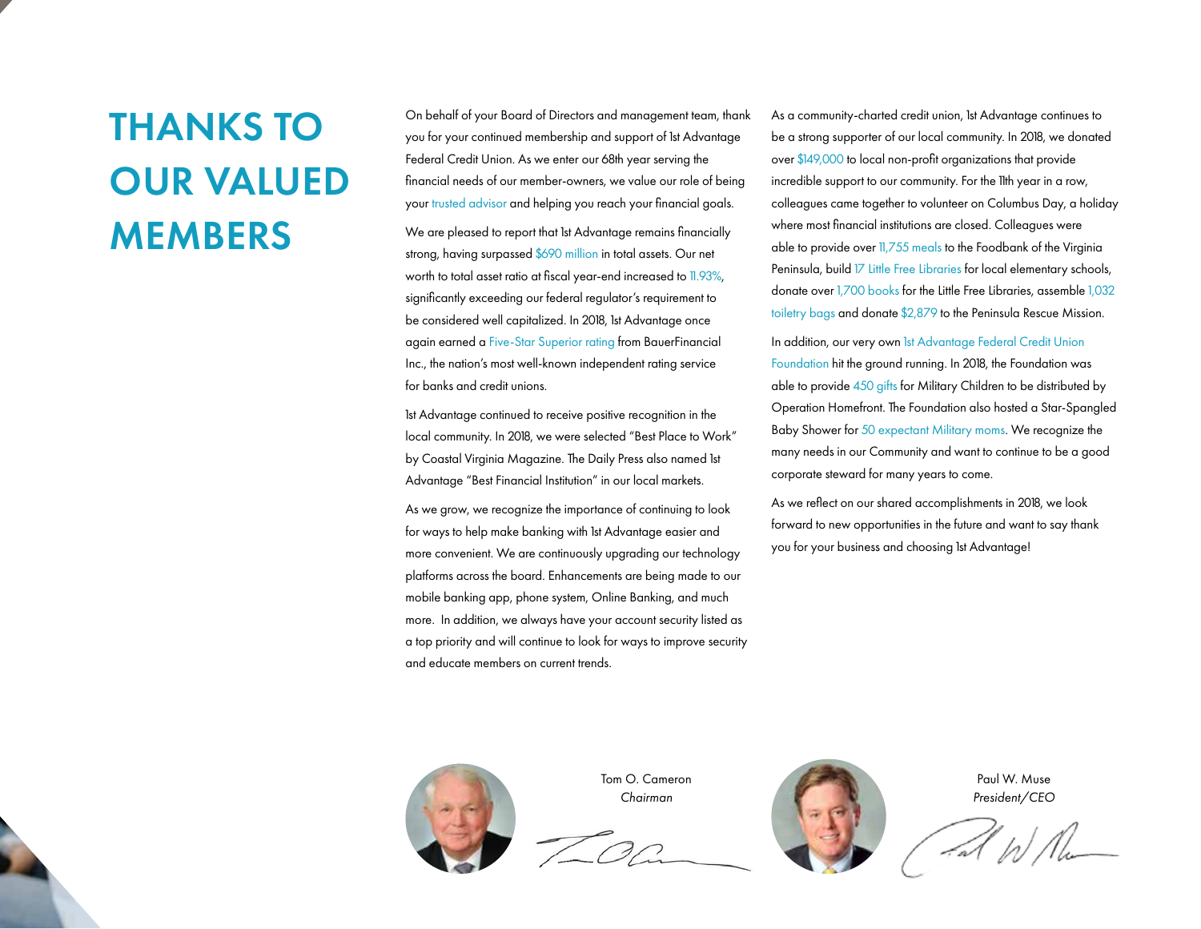# THANKS TO OUR VALUED MEMBERS

On behalf of your Board of Directors and management team, thank you for your continued membership and support of 1st Advantage Federal Credit Union. As we enter our 68th year serving the financial needs of our member-owners, we value our role of being your trusted advisor and helping you reach your financial goals.

We are pleased to report that 1st Advantage remains financially strong, having surpassed $690 million in total assets. Our net worth to total asset ratio at fiscal year-end increased to 11.93%, significantly exceeding our federal regulator's requirement to be considered well capitalized. In 2018, 1st Advantage once again earned a Five-Star Superior rating from BauerFinancial Inc., the nation's most well-known independent rating service for banks and credit unions.

1st Advantage continued to receive positive recognition in the local community. In 2018, we were selected "Best Place to Work" by Coastal Virginia Magazine. The Daily Press also named 1st Advantage "Best Financial Institution" in our local markets.

As we grow, we recognize the importance of continuing to look for ways to help make banking with 1st Advantage easier and more convenient. We are continuously upgrading our technology platforms across the board. Enhancements are being made to our mobile banking app, phone system, Online Banking, and much more. In addition, we always have your account security listed as a top priority and will continue to look for ways to improve security and educate members on current trends.

As a community-charted credit union, 1st Advantage continues to be a strong supporter of our local community. In 2018, we donated over $149,000 to local non-profit organizations that provide incredible support to our community. For the 11th year in a row, colleagues came together to volunteer on Columbus Day, a holiday where most financial institutions are closed. Colleagues were able to provide over 11,755 meals to the Foodbank of the Virginia Peninsula, build 17 Little Free Libraries for local elementary schools, donate over 1,700 books for the Little Free Libraries, assemble 1,032 toiletry bags and donate $2,879 to the Peninsula Rescue Mission.

In addition, our very own 1st Advantage Federal Credit Union Foundation hit the ground running. In 2018, the Foundation was able to provide 450 gifts for Military Children to be distributed by Operation Homefront. The Foundation also hosted a Star-Spangled Baby Shower for 50 expectant Military moms. We recognize the many needs in our Community and want to continue to be a good corporate steward for many years to come.

As we reflect on our shared accomplishments in 2018, we look forward to new opportunities in the future and want to say thank you for your business and choosing 1st Advantage!

Tom O. Cameron
*Chairman*

Paul W. Muse
*President/CEO*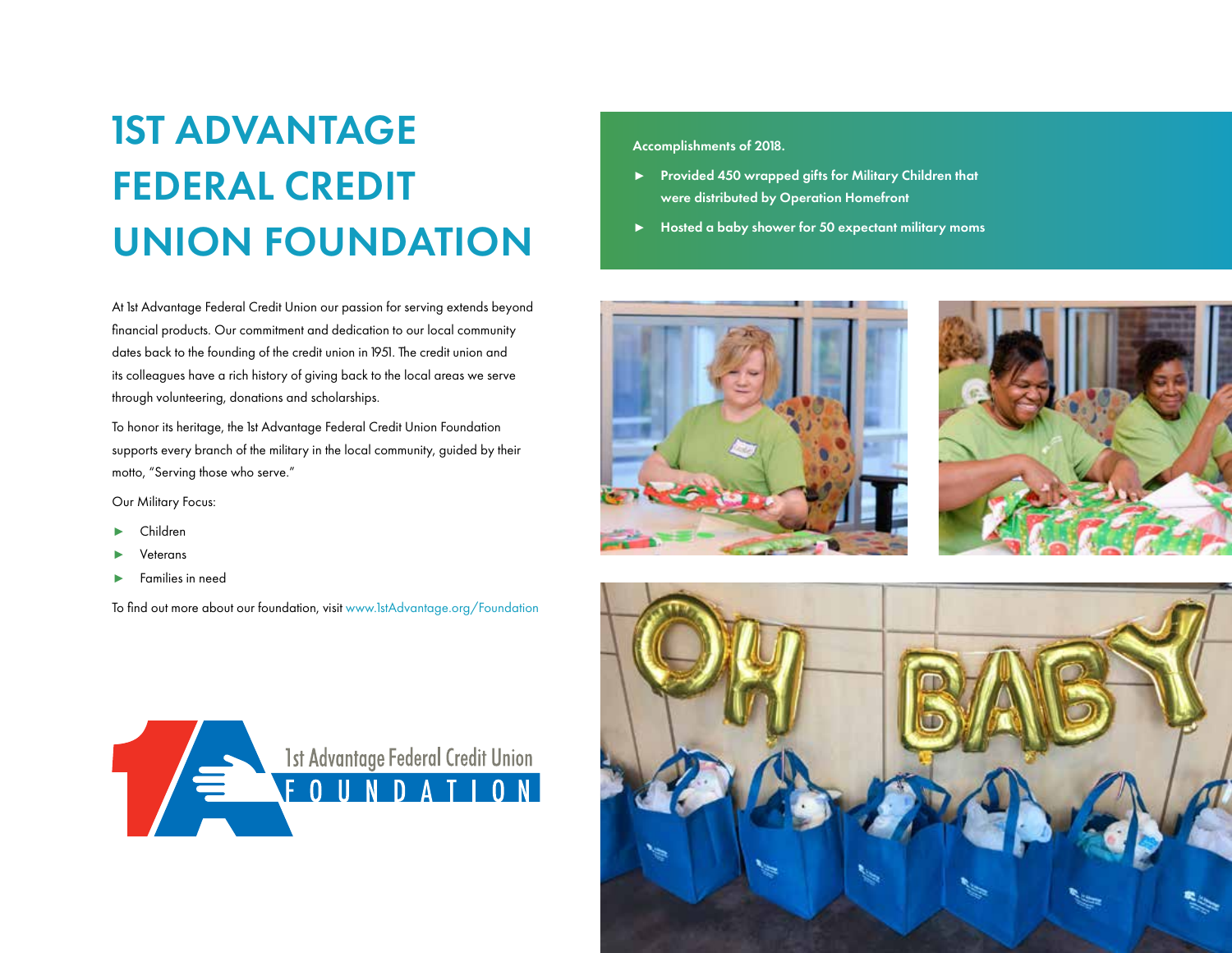# 1ST ADVANTAGE FEDERAL CREDIT UNION FOUNDATION

At 1st Advantage Federal Credit Union our passion for serving extends beyond financial products. Our commitment and dedication to our local community dates back to the founding of the credit union in 1951. The credit union and its colleagues have a rich history of giving back to the local areas we serve through volunteering, donations and scholarships.

To honor its heritage, the 1st Advantage Federal Credit Union Foundation supports every branch of the military in the local community, guided by their motto, "Serving those who serve."

Our Military Focus:

- Children
- Veterans
- Families in need

To find out more about our foundation, visit www.1stAdvantage.org/Foundation

1st Advantage Federal Credit Union FOUNDATION

**Accomplishments of 2018.**

- **Provided 450 wrapped gifts for Military Children that were distributed by Operation Homefront**
- **Hosted a baby shower for 50 expectant military moms**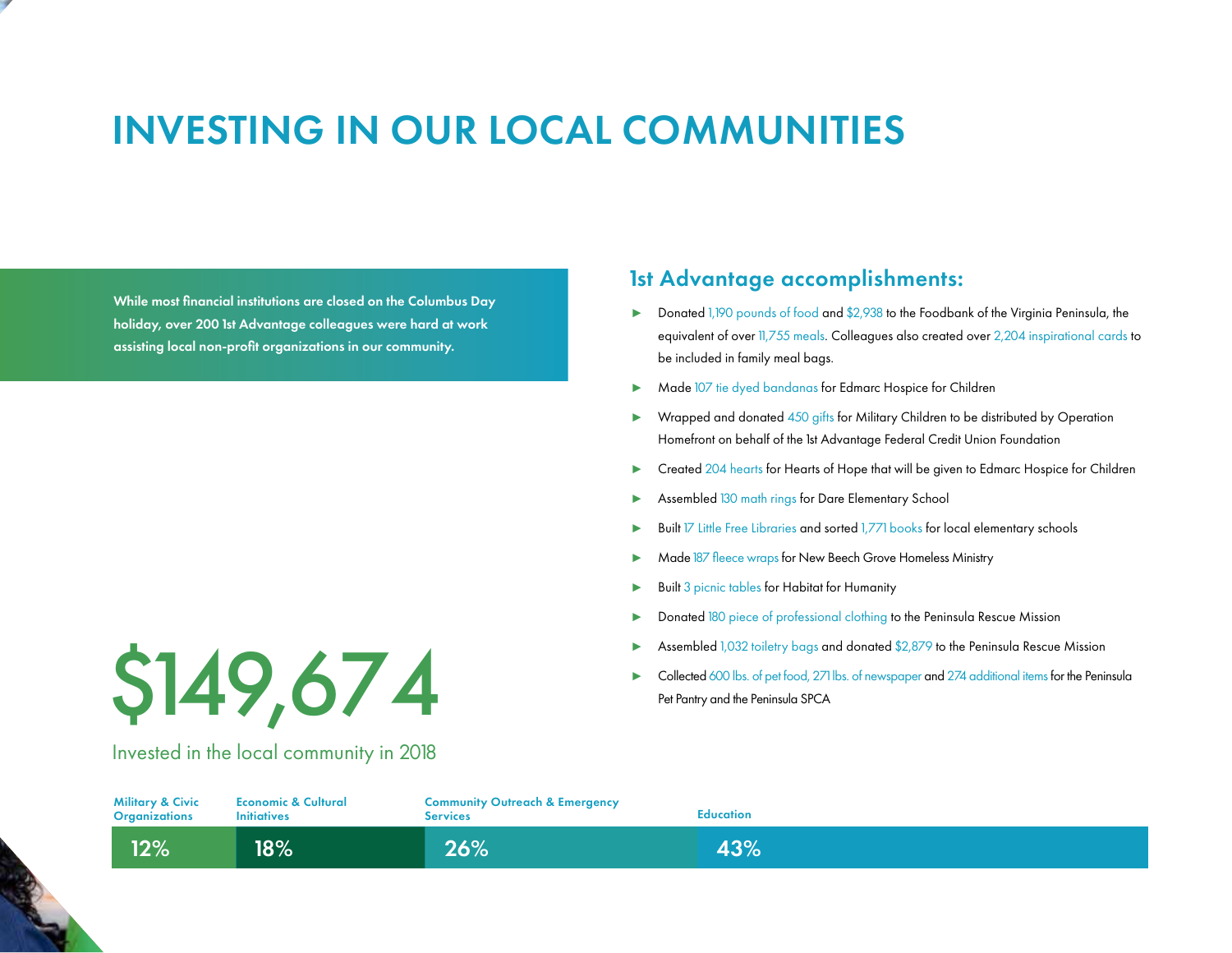# INVESTING IN OUR LOCAL COMMUNITIES

**While most financial institutions are closed on the Columbus Day holiday, over 200 1st Advantage colleagues were hard at work assisting local non-profit organizations in our community.**

## 1st Advantage accomplishments:

- Donated 1,190 pounds of food and $2,938 to the Foodbank of the Virginia Peninsula, the equivalent of over 11,755 meals. Colleagues also created over 2,204 inspirational cards to be included in family meal bags.
- Made 107 tie dyed bandanas for Edmarc Hospice for Children
- Wrapped and donated 450 gifts for Military Children to be distributed by Operation Homefront on behalf of the 1st Advantage Federal Credit Union Foundation
- Created 204 hearts for Hearts of Hope that will be given to Edmarc Hospice for Children
- Assembled 130 math rings for Dare Elementary School
- Built 17 Little Free Libraries and sorted 1,771 books for local elementary schools
- Made 187 fleece wraps for New Beech Grove Homeless Ministry
- Built 3 picnic tables for Habitat for Humanity
- Donated 180 piece of professional clothing to the Peninsula Rescue Mission
- Assembled 1,032 toiletry bags and donated $2,879 to the Peninsula Rescue Mission
- Collected 600 lbs. of pet food, 271 lbs. of newspaper and 274 additional items for the Peninsula Pet Pantry and the Peninsula SPCA

# $149,674

Invested in the local community in 2018

| Military & Civic Organizations | Economic & Cultural Initiatives | Community Outreach & Emergency Services | Education |
| --- | --- | --- | --- |
| 12% | 18% | 26% | 43% |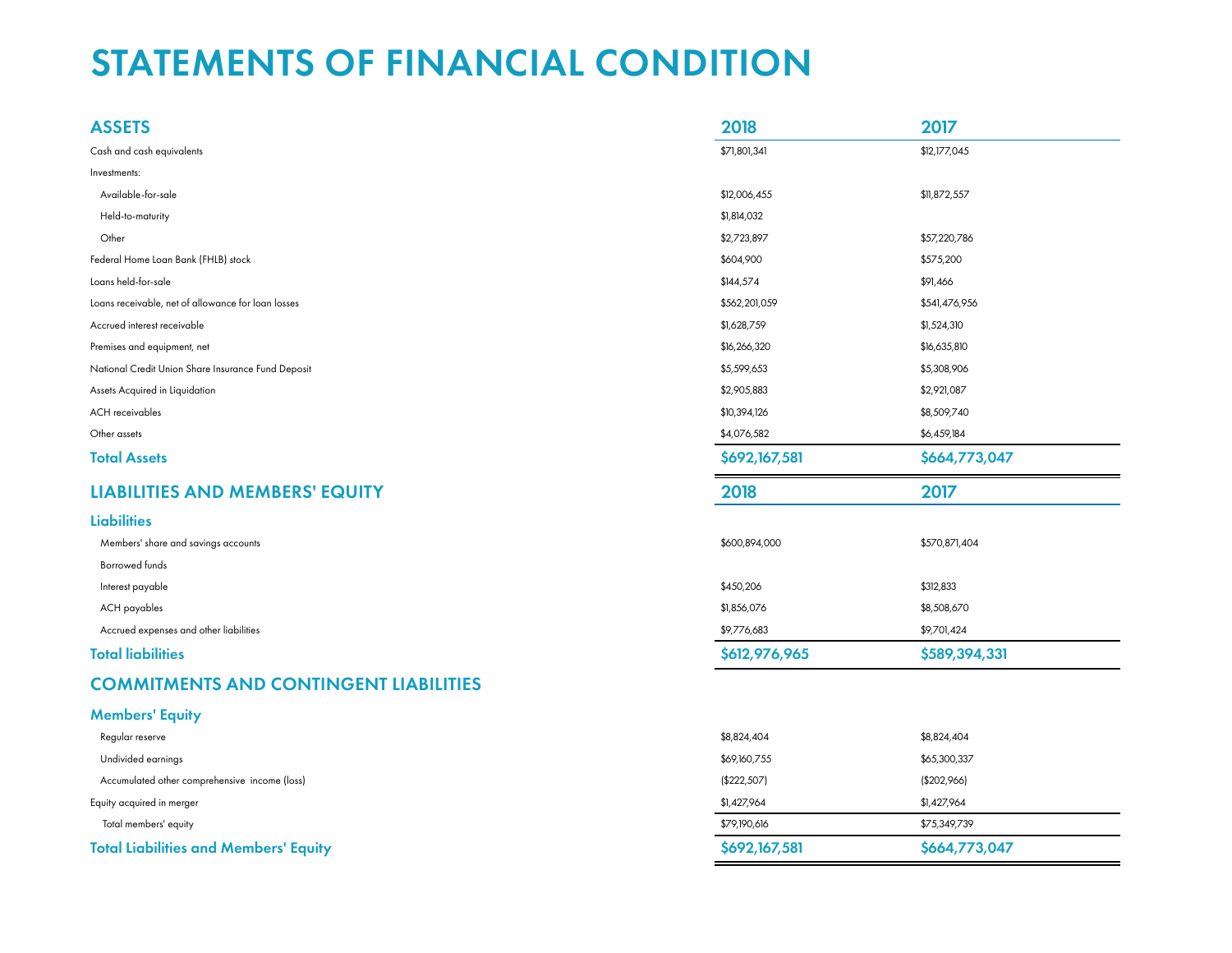# STATEMENTS OF FINANCIAL CONDITION

| **ASSETS** | **2018** | **2017** |
|---|---|---|
| Cash and cash equivalents | $71,801,341 | $12,177,045 |
| Investments: | | |
| Available-for-sale | $12,006,455 | $11,872,557 |
| Held-to-maturity | $1,814,032 | |
| Other | $2,723,897 | $57,220,786 |
| Federal Home Loan Bank (FHLB) stock | $604,900 | $575,200 |
| Loans held-for-sale | $144,574 | $91,466 |
| Loans receivable, net of allowance for loan losses | $562,201,059 | $541,476,956 |
| Accrued interest receivable | $1,628,759 | $1,524,310 |
| Premises and equipment, net | $16,266,320 | $16,635,810 |
| National Credit Union Share Insurance Fund Deposit | $5,599,653 | $5,308,906 |
| Assets Acquired in Liquidation | $2,905,883 | $2,921,087 |
| ACH receivables | $10,394,126 | $8,509,740 |
| Other assets | $4,076,582 | $6,459,184 |
| **Total Assets** | **$692,167,581** | **$664,773,047** |

| **LIABILITIES AND MEMBERS' EQUITY** | **2018** | **2017** |
|---|---|---|
| **Liabilities** | | |
| Members' share and savings accounts | $600,894,000 | $570,871,404 |
| Borrowed funds | | |
| Interest payable | $450,206 | $312,833 |
| ACH payables | $1,856,076 | $8,508,670 |
| Accrued expenses and other liabilities | $9,776,683 | $9,701,424 |
| **Total liabilities** | **$612,976,965** | **$589,394,331** |
| **COMMITMENTS AND CONTINGENT LIABILITIES** | | |
| **Members' Equity** | | |
| Regular reserve | $8,824,404 | $8,824,404 |
| Undivided earnings | $69,160,755 | $65,300,337 |
| Accumulated other comprehensive income (loss) | ($222,507) | ($202,966) |
| Equity acquired in merger | $1,427,964 | $1,427,964 |
| Total members' equity | $79,190,616 | $75,349,739 |
| **Total Liabilities and Members' Equity** | **$692,167,581** | **$664,773,047** |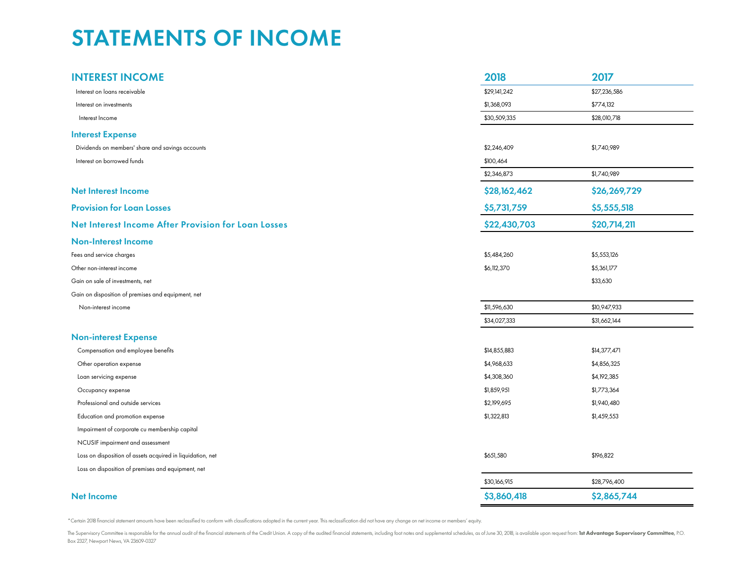# STATEMENTS OF INCOME

| INTEREST INCOME | 2018 | 2017 |
|---|---|---|
| Interest on loans receivable | $29,141,242 | $27,236,586 |
| Interest on investments | $1,368,093 | $774,132 |
| Interest Income | $30,509,335 | $28,010,718 |
| **Interest Expense** | | |
| Dividends on members' share and savings accounts | $2,246,409 | $1,740,989 |
| Interest on borrowed funds | $100,464 | |
| | $2,346,873 | $1,740,989 |
| **Net Interest Income** | **$28,162,462** | **$26,269,729** |
| **Provision for Loan Losses** | **$5,731,759** | **$5,555,518** |
| **Net Interest Income After Provision for Loan Losses** | **$22,430,703** | **$20,714,211** |
| **Non-Interest Income** | | |
| Fees and service charges | $5,484,260 | $5,553,126 |
| Other non-interest income | $6,112,370 | $5,361,177 |
| Gain on sale of investments, net | | $33,630 |
| Gain on disposition of premises and equipment, net | | |
| Non-interest income | $11,596,630 | $10,947,933 |
| | $34,027,333 | $31,662,144 |
| **Non-interest Expense** | | |
| Compensation and employee benefits | $14,855,883 | $14,377,471 |
| Other operation expense | $4,968,633 | $4,856,325 |
| Loan servicing expense | $4,308,360 | $4,192,385 |
| Occupancy expense | $1,859,951 | $1,773,364 |
| Professional and outside services | $2,199,695 | $1,940,480 |
| Education and promotion expense | $1,322,813 | $1,459,553 |
| Impairment of corporate cu membership capital | | |
| NCUSIF impairment and assessment | | |
| Loss on disposition of assets acquired in liquidation, net | $651,580 | $196,822 |
| Loss on disposition of premises and equipment, net | | |
| | $30,166,915 | $28,796,400 |
| **Net Income** | **$3,860,418** | **$2,865,744** |

*Certain 2018 financial statement amounts have been reclassified to conform with classifications adopted in the current year. This reclassification did not have any change on net income or members' equity.

The Supervisory Committee is responsible for the annual audit of the financial statements of the Credit Union. A copy of the audited financial statements, including foot notes and supplemental schedules, as of June 30, 2018, is available upon request from: **1st Advantage Supervisory Committee,** P.O. Box 2327, Newport News, VA 23609-0327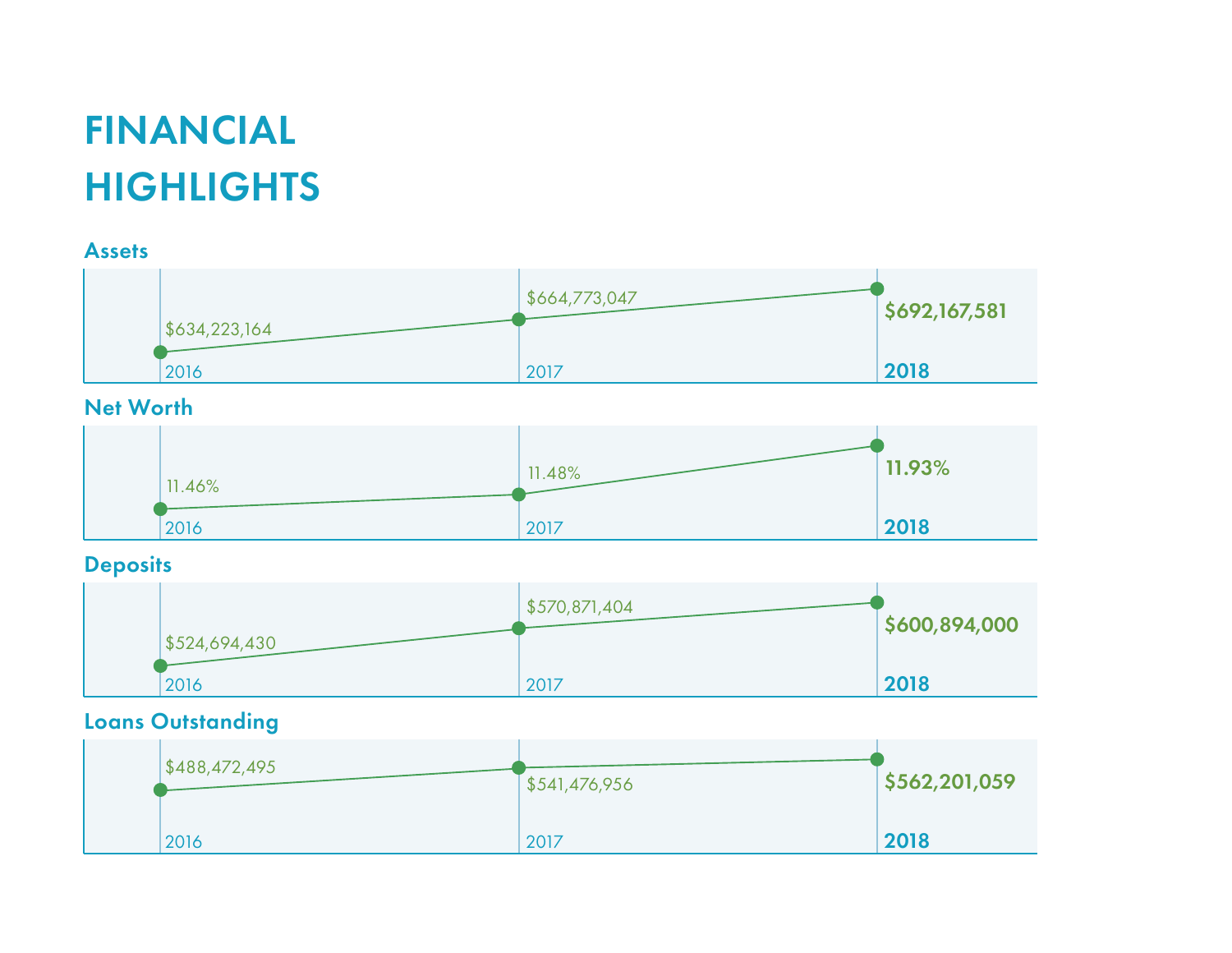# FINANCIAL HIGHLIGHTS

## Assets

| 2016 | 2017 | 2018 |
|---|---|---|
| $634,223,164 | $664,773,047 | **$692,167,581** |

## Net Worth

| 2016 | 2017 | 2018 |
|---|---|---|
| 11.46% | 11.48% | **11.93%** |

## Deposits

| 2016 | 2017 | 2018 |
|---|---|---|
| $524,694,430 | $570,871,404 | **$600,894,000** |

## Loans Outstanding

| 2016 | 2017 | 2018 |
|---|---|---|
| $488,472,495 | $541,476,956 | **$562,201,059** |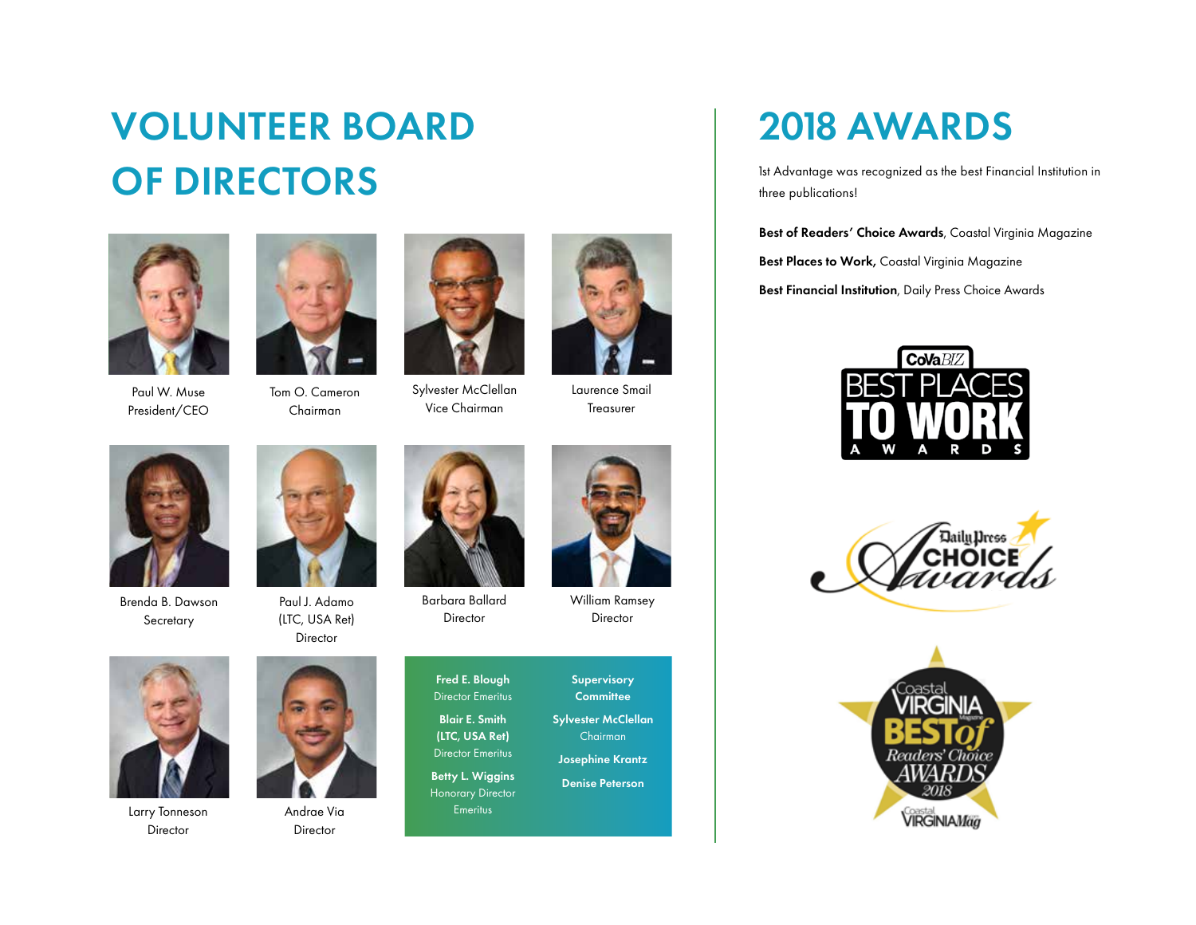# VOLUNTEER BOARD OF DIRECTORS

Paul W. Muse
President/CEO

Tom O. Cameron
Chairman

Sylvester McClellan
Vice Chairman

Laurence Smail
Treasurer

Brenda B. Dawson
Secretary

Paul J. Adamo
(LTC, USA Ret)
Director

Barbara Ballard
Director

William Ramsey
Director

Larry Tonneson
Director

Andrae Via
Director

**Fred E. Blough**
Director Emeritus

**Blair E. Smith (LTC, USA Ret)**
Director Emeritus

**Betty L. Wiggins**
Honorary Director Emeritus

**Supervisory Committee**

**Sylvester McClellan**
Chairman

**Josephine Krantz**

**Denise Peterson**

# 2018 AWARDS

1st Advantage was recognized as the best Financial Institution in three publications!

**Best of Readers' Choice Awards**, Coastal Virginia Magazine

**Best Places to Work,** Coastal Virginia Magazine

**Best Financial Institution**, Daily Press Choice Awards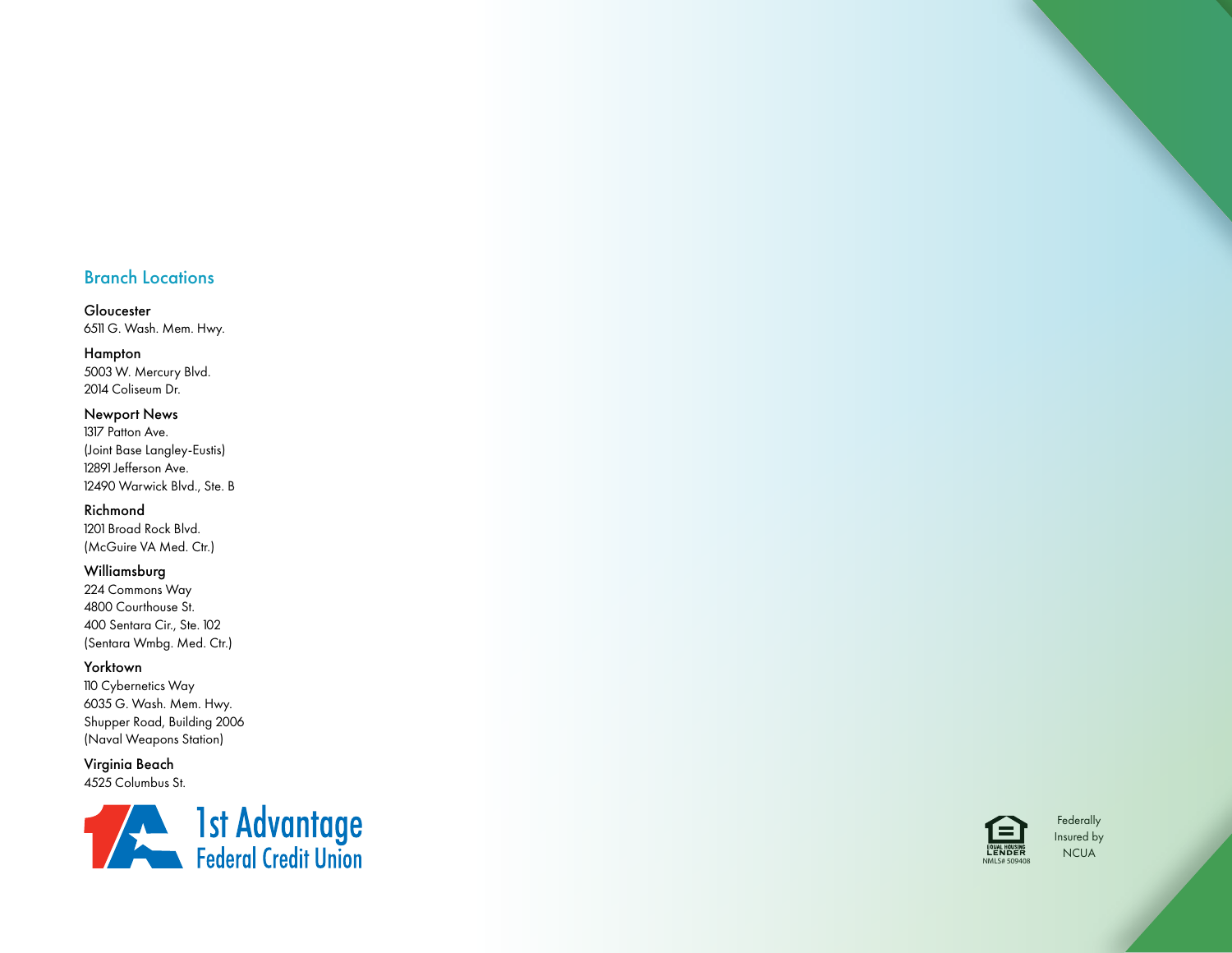## Branch Locations

**Gloucester**
6511 G. Wash. Mem. Hwy.

**Hampton**
5003 W. Mercury Blvd.
2014 Coliseum Dr.

**Newport News**
1317 Patton Ave.
(Joint Base Langley-Eustis)
12891 Jefferson Ave.
12490 Warwick Blvd., Ste. B

**Richmond**
1201 Broad Rock Blvd.
(McGuire VA Med. Ctr.)

**Williamsburg**
224 Commons Way
4800 Courthouse St.
400 Sentara Cir., Ste. 102
(Sentara Wmbg. Med. Ctr.)

**Yorktown**
110 Cybernetics Way
6035 G. Wash. Mem. Hwy.
Shupper Road, Building 2006
(Naval Weapons Station)

**Virginia Beach**
4525 Columbus St.

1st Advantage Federal Credit Union

EQUAL HOUSING LENDER
NMLS# 509408

Federally Insured by NCUA